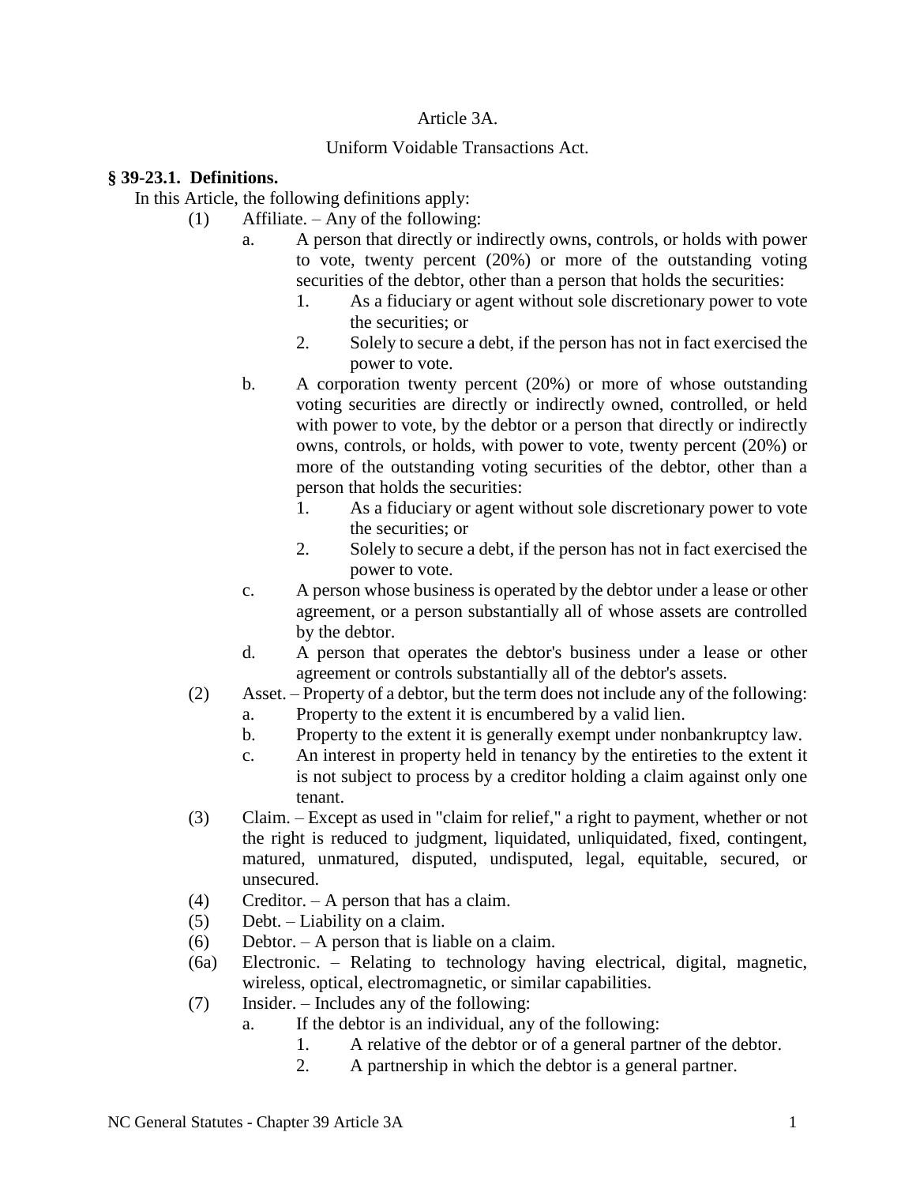Article 3A.

Uniform Voidable Transactions Act.

**§ 39-23.1. Definitions.**

In this Article, the following definitions apply:

(1) Affiliate. – Any of the following:

a. A person that directly or indirectly owns, controls, or holds with power to vote, twenty percent (20%) or more of the outstanding voting securities of the debtor, other than a person that holds the securities:

1. As a fiduciary or agent without sole discretionary power to vote the securities; or
2. Solely to secure a debt, if the person has not in fact exercised the power to vote.

b. A corporation twenty percent (20%) or more of whose outstanding voting securities are directly or indirectly owned, controlled, or held with power to vote, by the debtor or a person that directly or indirectly owns, controls, or holds, with power to vote, twenty percent (20%) or more of the outstanding voting securities of the debtor, other than a person that holds the securities:

1. As a fiduciary or agent without sole discretionary power to vote the securities; or
2. Solely to secure a debt, if the person has not in fact exercised the power to vote.

c. A person whose business is operated by the debtor under a lease or other agreement, or a person substantially all of whose assets are controlled by the debtor.

d. A person that operates the debtor's business under a lease or other agreement or controls substantially all of the debtor's assets.

(2) Asset. – Property of a debtor, but the term does not include any of the following:

a. Property to the extent it is encumbered by a valid lien.
b. Property to the extent it is generally exempt under nonbankruptcy law.
c. An interest in property held in tenancy by the entireties to the extent it is not subject to process by a creditor holding a claim against only one tenant.

(3) Claim. – Except as used in "claim for relief," a right to payment, whether or not the right is reduced to judgment, liquidated, unliquidated, fixed, contingent, matured, unmatured, disputed, undisputed, legal, equitable, secured, or unsecured.

(4) Creditor. – A person that has a claim.

(5) Debt. – Liability on a claim.

(6) Debtor. – A person that is liable on a claim.

(6a) Electronic. – Relating to technology having electrical, digital, magnetic, wireless, optical, electromagnetic, or similar capabilities.

(7) Insider. – Includes any of the following:

a. If the debtor is an individual, any of the following:

1. A relative of the debtor or of a general partner of the debtor.
2. A partnership in which the debtor is a general partner.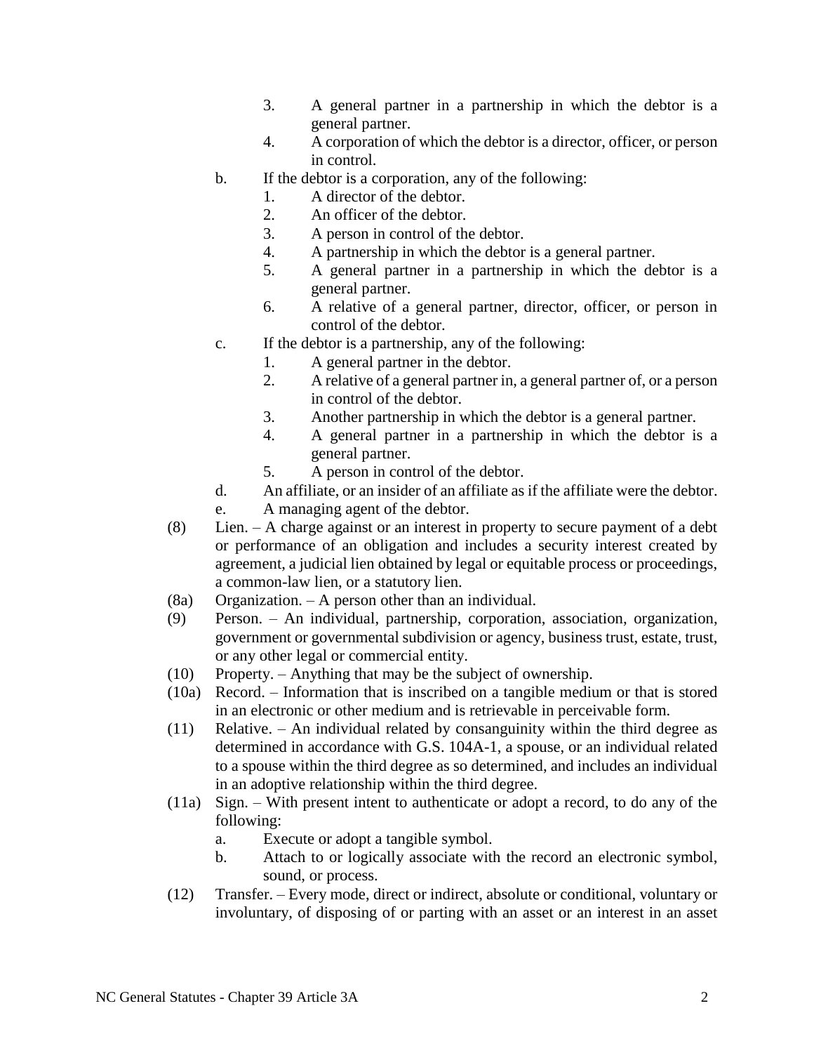3. A general partner in a partnership in which the debtor is a general partner.
4. A corporation of which the debtor is a director, officer, or person in control.

b. If the debtor is a corporation, any of the following:
1. A director of the debtor.
2. An officer of the debtor.
3. A person in control of the debtor.
4. A partnership in which the debtor is a general partner.
5. A general partner in a partnership in which the debtor is a general partner.
6. A relative of a general partner, director, officer, or person in control of the debtor.

c. If the debtor is a partnership, any of the following:
1. A general partner in the debtor.
2. A relative of a general partner in, a general partner of, or a person in control of the debtor.
3. Another partnership in which the debtor is a general partner.
4. A general partner in a partnership in which the debtor is a general partner.
5. A person in control of the debtor.

d. An affiliate, or an insider of an affiliate as if the affiliate were the debtor.

e. A managing agent of the debtor.

(8) Lien. – A charge against or an interest in property to secure payment of a debt or performance of an obligation and includes a security interest created by agreement, a judicial lien obtained by legal or equitable process or proceedings, a common-law lien, or a statutory lien.

(8a) Organization. – A person other than an individual.

(9) Person. – An individual, partnership, corporation, association, organization, government or governmental subdivision or agency, business trust, estate, trust, or any other legal or commercial entity.

(10) Property. – Anything that may be the subject of ownership.

(10a) Record. – Information that is inscribed on a tangible medium or that is stored in an electronic or other medium and is retrievable in perceivable form.

(11) Relative. – An individual related by consanguinity within the third degree as determined in accordance with G.S. 104A-1, a spouse, or an individual related to a spouse within the third degree as so determined, and includes an individual in an adoptive relationship within the third degree.

(11a) Sign. – With present intent to authenticate or adopt a record, to do any of the following:

a. Execute or adopt a tangible symbol.

b. Attach to or logically associate with the record an electronic symbol, sound, or process.

(12) Transfer. – Every mode, direct or indirect, absolute or conditional, voluntary or involuntary, of disposing of or parting with an asset or an interest in an asset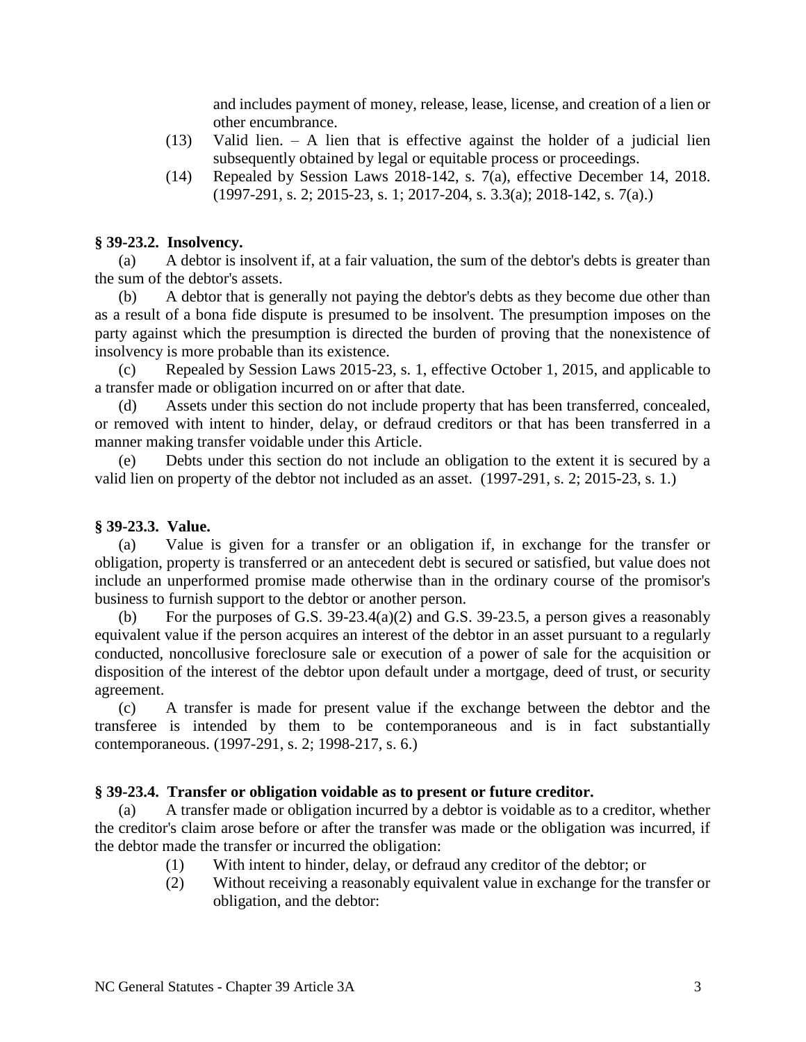and includes payment of money, release, lease, license, and creation of a lien or other encumbrance.

(13) Valid lien. – A lien that is effective against the holder of a judicial lien subsequently obtained by legal or equitable process or proceedings.

(14) Repealed by Session Laws 2018-142, s. 7(a), effective December 14, 2018. (1997-291, s. 2; 2015-23, s. 1; 2017-204, s. 3.3(a); 2018-142, s. 7(a).)

### § 39-23.2. Insolvency.

(a) A debtor is insolvent if, at a fair valuation, the sum of the debtor's debts is greater than the sum of the debtor's assets.

(b) A debtor that is generally not paying the debtor's debts as they become due other than as a result of a bona fide dispute is presumed to be insolvent. The presumption imposes on the party against which the presumption is directed the burden of proving that the nonexistence of insolvency is more probable than its existence.

(c) Repealed by Session Laws 2015-23, s. 1, effective October 1, 2015, and applicable to a transfer made or obligation incurred on or after that date.

(d) Assets under this section do not include property that has been transferred, concealed, or removed with intent to hinder, delay, or defraud creditors or that has been transferred in a manner making transfer voidable under this Article.

(e) Debts under this section do not include an obligation to the extent it is secured by a valid lien on property of the debtor not included as an asset. (1997-291, s. 2; 2015-23, s. 1.)

### § 39-23.3. Value.

(a) Value is given for a transfer or an obligation if, in exchange for the transfer or obligation, property is transferred or an antecedent debt is secured or satisfied, but value does not include an unperformed promise made otherwise than in the ordinary course of the promisor's business to furnish support to the debtor or another person.

(b) For the purposes of G.S. 39-23.4(a)(2) and G.S. 39-23.5, a person gives a reasonably equivalent value if the person acquires an interest of the debtor in an asset pursuant to a regularly conducted, noncollusive foreclosure sale or execution of a power of sale for the acquisition or disposition of the interest of the debtor upon default under a mortgage, deed of trust, or security agreement.

(c) A transfer is made for present value if the exchange between the debtor and the transferee is intended by them to be contemporaneous and is in fact substantially contemporaneous. (1997-291, s. 2; 1998-217, s. 6.)

### § 39-23.4. Transfer or obligation voidable as to present or future creditor.

(a) A transfer made or obligation incurred by a debtor is voidable as to a creditor, whether the creditor's claim arose before or after the transfer was made or the obligation was incurred, if the debtor made the transfer or incurred the obligation:

(1) With intent to hinder, delay, or defraud any creditor of the debtor; or

(2) Without receiving a reasonably equivalent value in exchange for the transfer or obligation, and the debtor: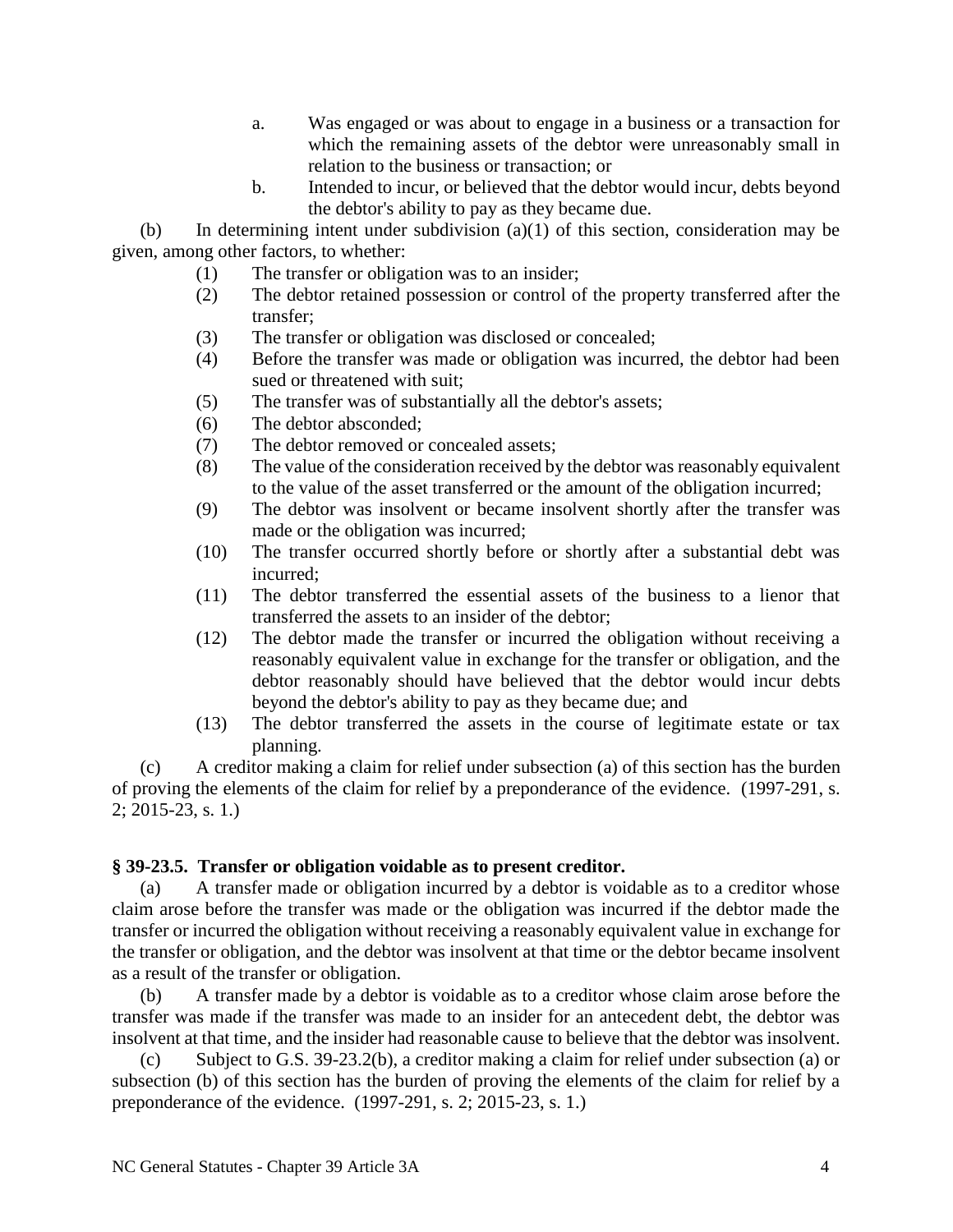a. Was engaged or was about to engage in a business or a transaction for which the remaining assets of the debtor were unreasonably small in relation to the business or transaction; or

b. Intended to incur, or believed that the debtor would incur, debts beyond the debtor's ability to pay as they became due.

(b) In determining intent under subdivision (a)(1) of this section, consideration may be given, among other factors, to whether:

(1) The transfer or obligation was to an insider;

(2) The debtor retained possession or control of the property transferred after the transfer;

(3) The transfer or obligation was disclosed or concealed;

(4) Before the transfer was made or obligation was incurred, the debtor had been sued or threatened with suit;

(5) The transfer was of substantially all the debtor's assets;

(6) The debtor absconded;

(7) The debtor removed or concealed assets;

(8) The value of the consideration received by the debtor was reasonably equivalent to the value of the asset transferred or the amount of the obligation incurred;

(9) The debtor was insolvent or became insolvent shortly after the transfer was made or the obligation was incurred;

(10) The transfer occurred shortly before or shortly after a substantial debt was incurred;

(11) The debtor transferred the essential assets of the business to a lienor that transferred the assets to an insider of the debtor;

(12) The debtor made the transfer or incurred the obligation without receiving a reasonably equivalent value in exchange for the transfer or obligation, and the debtor reasonably should have believed that the debtor would incur debts beyond the debtor's ability to pay as they became due; and

(13) The debtor transferred the assets in the course of legitimate estate or tax planning.

(c) A creditor making a claim for relief under subsection (a) of this section has the burden of proving the elements of the claim for relief by a preponderance of the evidence. (1997-291, s. 2; 2015-23, s. 1.)

**§ 39-23.5. Transfer or obligation voidable as to present creditor.**

(a) A transfer made or obligation incurred by a debtor is voidable as to a creditor whose claim arose before the transfer was made or the obligation was incurred if the debtor made the transfer or incurred the obligation without receiving a reasonably equivalent value in exchange for the transfer or obligation, and the debtor was insolvent at that time or the debtor became insolvent as a result of the transfer or obligation.

(b) A transfer made by a debtor is voidable as to a creditor whose claim arose before the transfer was made if the transfer was made to an insider for an antecedent debt, the debtor was insolvent at that time, and the insider had reasonable cause to believe that the debtor was insolvent.

(c) Subject to G.S. 39-23.2(b), a creditor making a claim for relief under subsection (a) or subsection (b) of this section has the burden of proving the elements of the claim for relief by a preponderance of the evidence. (1997-291, s. 2; 2015-23, s. 1.)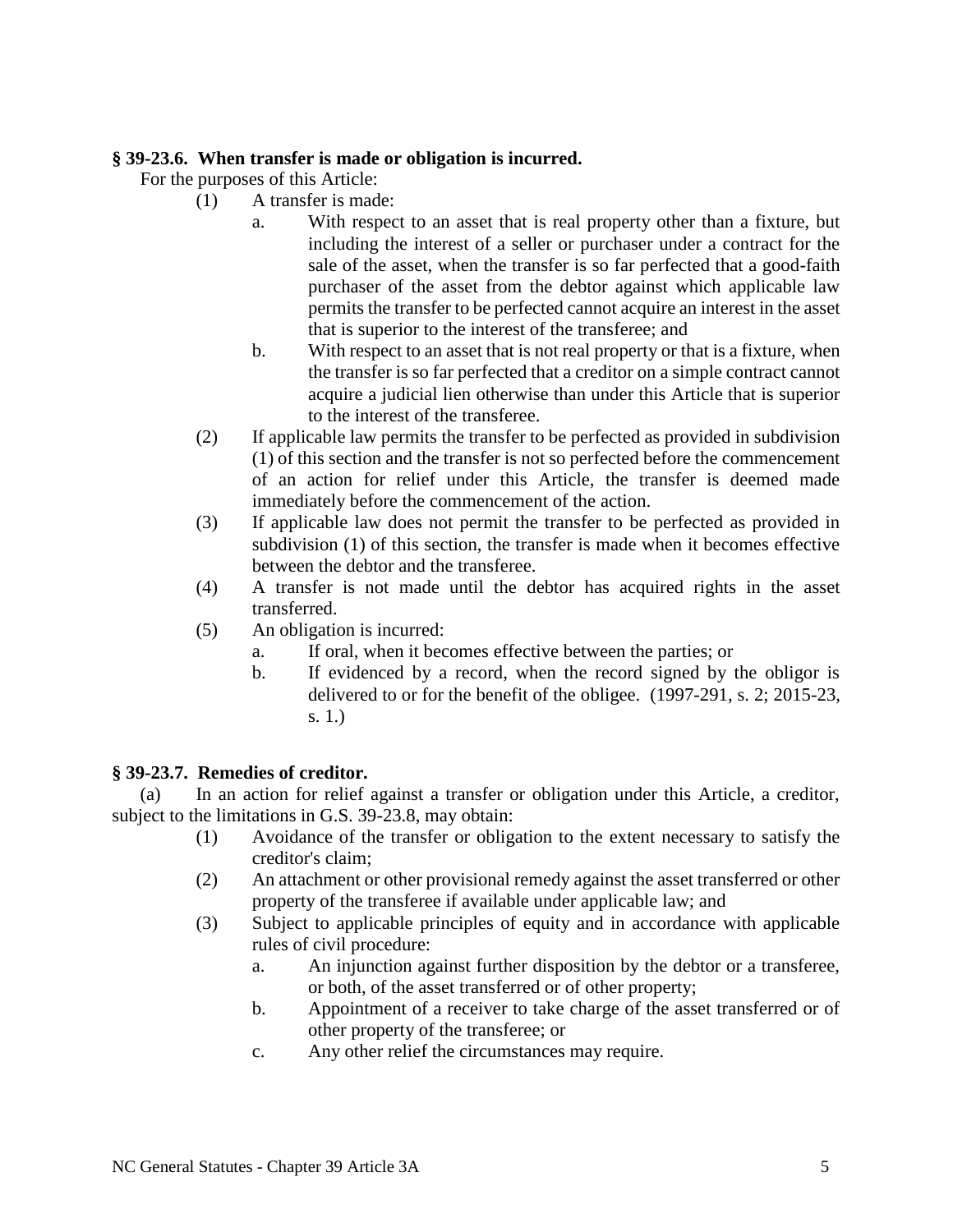**§ 39-23.6. When transfer is made or obligation is incurred.**

For the purposes of this Article:

(1) A transfer is made:

a. With respect to an asset that is real property other than a fixture, but including the interest of a seller or purchaser under a contract for the sale of the asset, when the transfer is so far perfected that a good-faith purchaser of the asset from the debtor against which applicable law permits the transfer to be perfected cannot acquire an interest in the asset that is superior to the interest of the transferee; and

b. With respect to an asset that is not real property or that is a fixture, when the transfer is so far perfected that a creditor on a simple contract cannot acquire a judicial lien otherwise than under this Article that is superior to the interest of the transferee.

(2) If applicable law permits the transfer to be perfected as provided in subdivision (1) of this section and the transfer is not so perfected before the commencement of an action for relief under this Article, the transfer is deemed made immediately before the commencement of the action.

(3) If applicable law does not permit the transfer to be perfected as provided in subdivision (1) of this section, the transfer is made when it becomes effective between the debtor and the transferee.

(4) A transfer is not made until the debtor has acquired rights in the asset transferred.

(5) An obligation is incurred:

a. If oral, when it becomes effective between the parties; or

b. If evidenced by a record, when the record signed by the obligor is delivered to or for the benefit of the obligee. (1997-291, s. 2; 2015-23, s. 1.)

**§ 39-23.7. Remedies of creditor.**

(a) In an action for relief against a transfer or obligation under this Article, a creditor, subject to the limitations in G.S. 39-23.8, may obtain:

(1) Avoidance of the transfer or obligation to the extent necessary to satisfy the creditor's claim;

(2) An attachment or other provisional remedy against the asset transferred or other property of the transferee if available under applicable law; and

(3) Subject to applicable principles of equity and in accordance with applicable rules of civil procedure:

a. An injunction against further disposition by the debtor or a transferee, or both, of the asset transferred or of other property;

b. Appointment of a receiver to take charge of the asset transferred or of other property of the transferee; or

c. Any other relief the circumstances may require.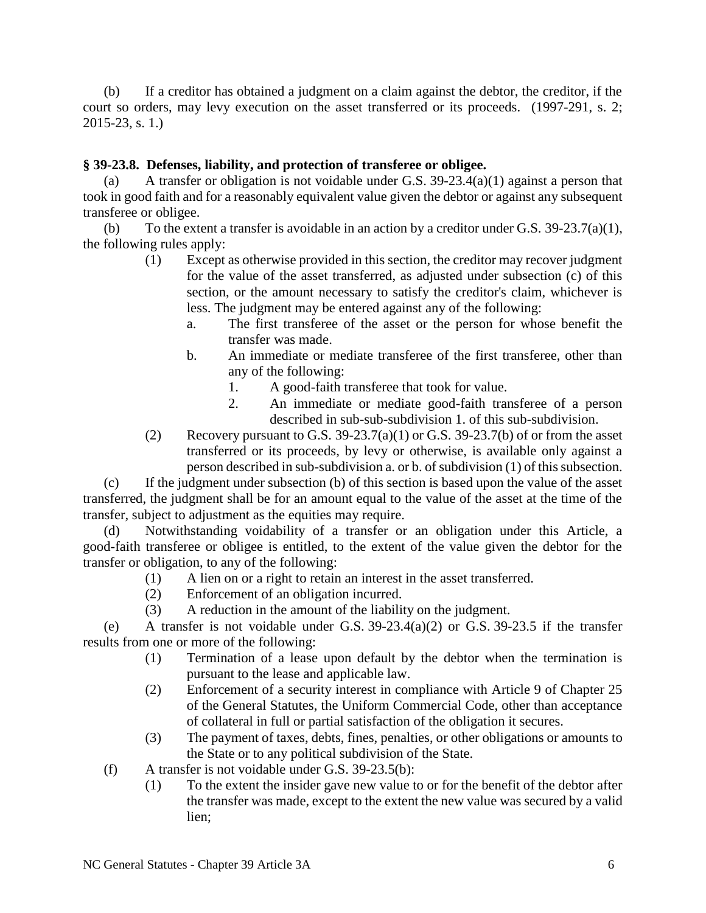(b) If a creditor has obtained a judgment on a claim against the debtor, the creditor, if the court so orders, may levy execution on the asset transferred or its proceeds. (1997-291, s. 2; 2015-23, s. 1.)

### § 39-23.8. Defenses, liability, and protection of transferee or obligee.

(a) A transfer or obligation is not voidable under G.S. 39-23.4(a)(1) against a person that took in good faith and for a reasonably equivalent value given the debtor or against any subsequent transferee or obligee.

(b) To the extent a transfer is avoidable in an action by a creditor under G.S. 39-23.7(a)(1), the following rules apply:

- (1) Except as otherwise provided in this section, the creditor may recover judgment for the value of the asset transferred, as adjusted under subsection (c) of this section, or the amount necessary to satisfy the creditor's claim, whichever is less. The judgment may be entered against any of the following:
  - a. The first transferee of the asset or the person for whose benefit the transfer was made.
  - b. An immediate or mediate transferee of the first transferee, other than any of the following:
    - 1. A good-faith transferee that took for value.
    - 2. An immediate or mediate good-faith transferee of a person described in sub-sub-subdivision 1. of this sub-subdivision.
- (2) Recovery pursuant to G.S. 39-23.7(a)(1) or G.S. 39-23.7(b) of or from the asset transferred or its proceeds, by levy or otherwise, is available only against a person described in sub-subdivision a. or b. of subdivision (1) of this subsection.

(c) If the judgment under subsection (b) of this section is based upon the value of the asset transferred, the judgment shall be for an amount equal to the value of the asset at the time of the transfer, subject to adjustment as the equities may require.

(d) Notwithstanding voidability of a transfer or an obligation under this Article, a good-faith transferee or obligee is entitled, to the extent of the value given the debtor for the transfer or obligation, to any of the following:

- (1) A lien on or a right to retain an interest in the asset transferred.
- (2) Enforcement of an obligation incurred.
- (3) A reduction in the amount of the liability on the judgment.

(e) A transfer is not voidable under G.S. 39-23.4(a)(2) or G.S. 39-23.5 if the transfer results from one or more of the following:

- (1) Termination of a lease upon default by the debtor when the termination is pursuant to the lease and applicable law.
- (2) Enforcement of a security interest in compliance with Article 9 of Chapter 25 of the General Statutes, the Uniform Commercial Code, other than acceptance of collateral in full or partial satisfaction of the obligation it secures.
- (3) The payment of taxes, debts, fines, penalties, or other obligations or amounts to the State or to any political subdivision of the State.

(f) A transfer is not voidable under G.S. 39-23.5(b):

- (1) To the extent the insider gave new value to or for the benefit of the debtor after the transfer was made, except to the extent the new value was secured by a valid lien;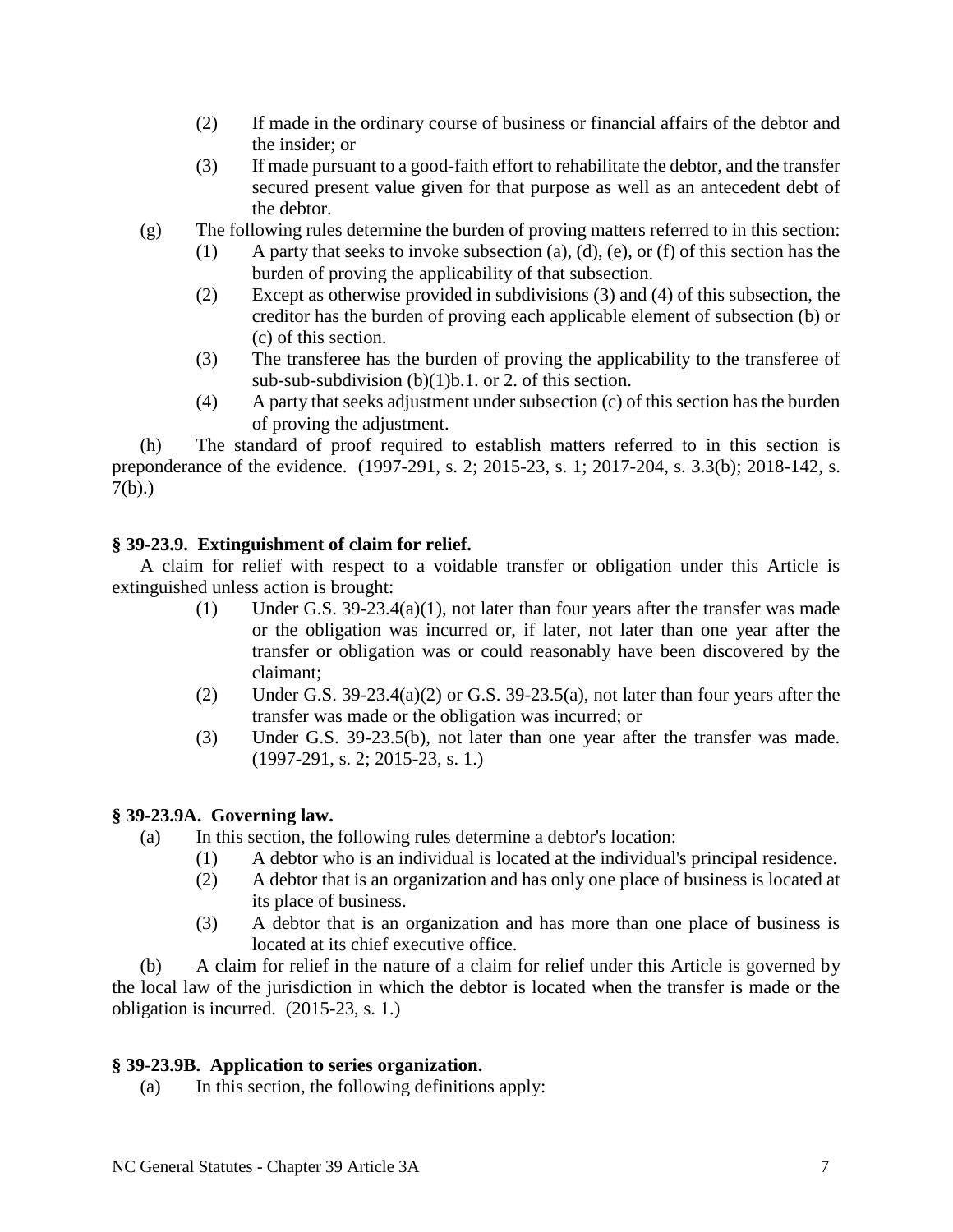(2) If made in the ordinary course of business or financial affairs of the debtor and the insider; or

(3) If made pursuant to a good-faith effort to rehabilitate the debtor, and the transfer secured present value given for that purpose as well as an antecedent debt of the debtor.

(g) The following rules determine the burden of proving matters referred to in this section:

(1) A party that seeks to invoke subsection (a), (d), (e), or (f) of this section has the burden of proving the applicability of that subsection.

(2) Except as otherwise provided in subdivisions (3) and (4) of this subsection, the creditor has the burden of proving each applicable element of subsection (b) or (c) of this section.

(3) The transferee has the burden of proving the applicability to the transferee of sub-sub-subdivision (b)(1)b.1. or 2. of this section.

(4) A party that seeks adjustment under subsection (c) of this section has the burden of proving the adjustment.

(h) The standard of proof required to establish matters referred to in this section is preponderance of the evidence. (1997-291, s. 2; 2015-23, s. 1; 2017-204, s. 3.3(b); 2018-142, s. 7(b).)

### § 39-23.9. Extinguishment of claim for relief.

A claim for relief with respect to a voidable transfer or obligation under this Article is extinguished unless action is brought:

(1) Under G.S. 39-23.4(a)(1), not later than four years after the transfer was made or the obligation was incurred or, if later, not later than one year after the transfer or obligation was or could reasonably have been discovered by the claimant;

(2) Under G.S. 39-23.4(a)(2) or G.S. 39-23.5(a), not later than four years after the transfer was made or the obligation was incurred; or

(3) Under G.S. 39-23.5(b), not later than one year after the transfer was made. (1997-291, s. 2; 2015-23, s. 1.)

### § 39-23.9A. Governing law.

(a) In this section, the following rules determine a debtor's location:

(1) A debtor who is an individual is located at the individual's principal residence.

(2) A debtor that is an organization and has only one place of business is located at its place of business.

(3) A debtor that is an organization and has more than one place of business is located at its chief executive office.

(b) A claim for relief in the nature of a claim for relief under this Article is governed by the local law of the jurisdiction in which the debtor is located when the transfer is made or the obligation is incurred. (2015-23, s. 1.)

### § 39-23.9B. Application to series organization.

(a) In this section, the following definitions apply: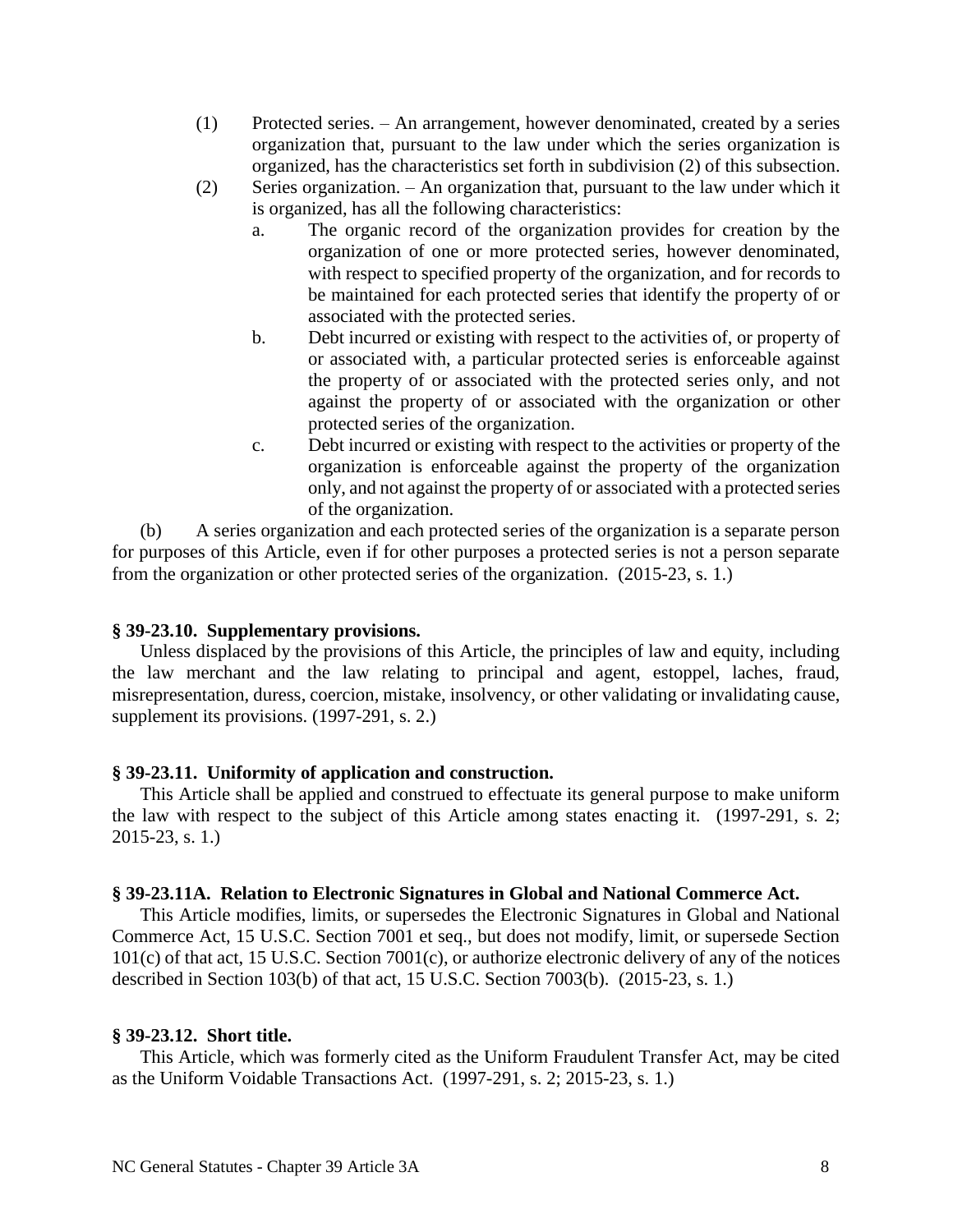(1) Protected series. – An arrangement, however denominated, created by a series organization that, pursuant to the law under which the series organization is organized, has the characteristics set forth in subdivision (2) of this subsection.

(2) Series organization. – An organization that, pursuant to the law under which it is organized, has all the following characteristics:

a. The organic record of the organization provides for creation by the organization of one or more protected series, however denominated, with respect to specified property of the organization, and for records to be maintained for each protected series that identify the property of or associated with the protected series.

b. Debt incurred or existing with respect to the activities of, or property of or associated with, a particular protected series is enforceable against the property of or associated with the protected series only, and not against the property of or associated with the organization or other protected series of the organization.

c. Debt incurred or existing with respect to the activities or property of the organization is enforceable against the property of the organization only, and not against the property of or associated with a protected series of the organization.

(b) A series organization and each protected series of the organization is a separate person for purposes of this Article, even if for other purposes a protected series is not a person separate from the organization or other protected series of the organization. (2015-23, s. 1.)

**§ 39-23.10. Supplementary provisions.**

Unless displaced by the provisions of this Article, the principles of law and equity, including the law merchant and the law relating to principal and agent, estoppel, laches, fraud, misrepresentation, duress, coercion, mistake, insolvency, or other validating or invalidating cause, supplement its provisions. (1997-291, s. 2.)

**§ 39-23.11. Uniformity of application and construction.**

This Article shall be applied and construed to effectuate its general purpose to make uniform the law with respect to the subject of this Article among states enacting it. (1997-291, s. 2; 2015-23, s. 1.)

**§ 39-23.11A. Relation to Electronic Signatures in Global and National Commerce Act.**

This Article modifies, limits, or supersedes the Electronic Signatures in Global and National Commerce Act, 15 U.S.C. Section 7001 et seq., but does not modify, limit, or supersede Section 101(c) of that act, 15 U.S.C. Section 7001(c), or authorize electronic delivery of any of the notices described in Section 103(b) of that act, 15 U.S.C. Section 7003(b). (2015-23, s. 1.)

**§ 39-23.12. Short title.**

This Article, which was formerly cited as the Uniform Fraudulent Transfer Act, may be cited as the Uniform Voidable Transactions Act. (1997-291, s. 2; 2015-23, s. 1.)